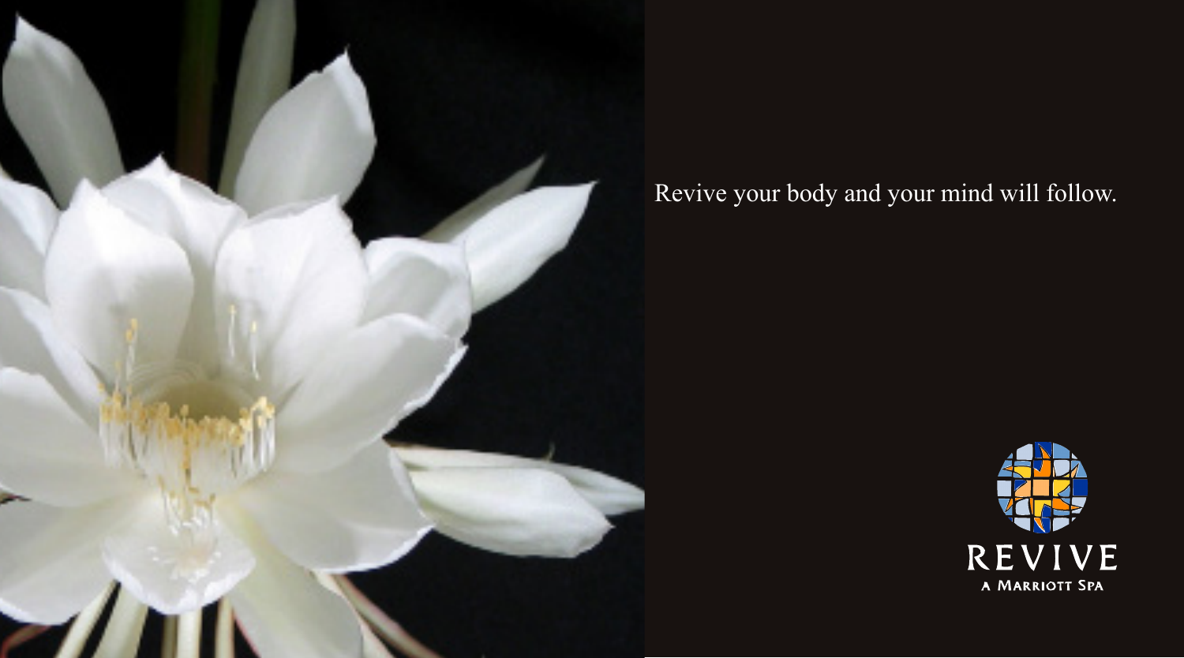Revive your body and your mind will follow.

REVIVE

A MARRIOTT SPA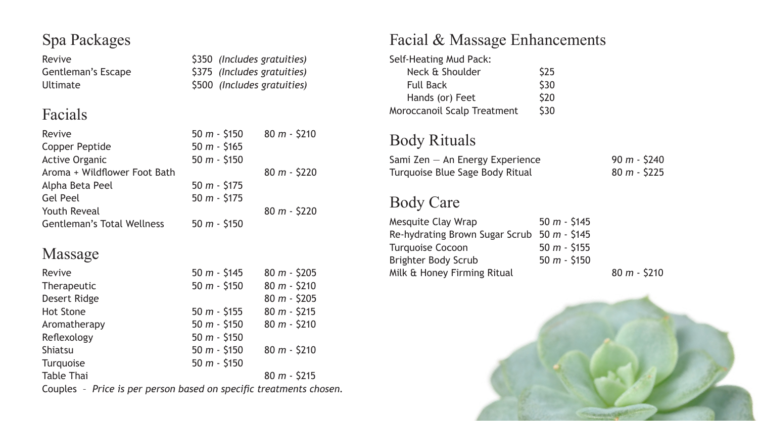## Spa Packages

| | |
|---|---|
| Revive | \$350 *(Includes gratuities)* |
| Gentleman's Escape | \$375 *(Includes gratuities)* |
| Ultimate | \$500 *(Includes gratuities)* |

## Facials

| | 50 *m* | 80 *m* |
|---|---|---|
| Revive | 50 *m* - \$150 | 80 *m* - \$210 |
| Copper Peptide | 50 *m* - \$165 | |
| Active Organic | 50 *m* - \$150 | |
| Aroma + Wildflower Foot Bath | | 80 *m* - \$220 |
| Alpha Beta Peel | 50 *m* - \$175 | |
| Gel Peel | 50 *m* - \$175 | |
| Youth Reveal | | 80 *m* - \$220 |
| Gentleman's Total Wellness | 50 *m* - \$150 | |

## Massage

| | 50 *m* | 80 *m* |
|---|---|---|
| Revive | 50 *m* - \$145 | 80 *m* - \$205 |
| Therapeutic | 50 *m* - \$150 | 80 *m* - \$210 |
| Desert Ridge | | 80 *m* - \$205 |
| Hot Stone | 50 *m* - \$155 | 80 *m* - \$215 |
| Aromatherapy | 50 *m* - \$150 | 80 *m* - \$210 |
| Reflexology | 50 *m* - \$150 | |
| Shiatsu | 50 *m* - \$150 | 80 *m* - \$210 |
| Turquoise | 50 *m* - \$150 | |
| Table Thai | | 80 *m* - \$215 |

Couples – *Price is per person based on specific treatments chosen.*

## Facial & Massage Enhancements

Self-Heating Mud Pack:

| | |
|---|---|
| Neck & Shoulder | \$25 |
| Full Back | \$30 |
| Hands (or) Feet | \$20 |
| Moroccanoil Scalp Treatment | \$30 |

## Body Rituals

| | |
|---|---|
| Sami Zen — An Energy Experience | 90 *m* - \$240 |
| Turquoise Blue Sage Body Ritual | 80 *m* - \$225 |

## Body Care

| | 50 *m* | 80 *m* |
|---|---|---|
| Mesquite Clay Wrap | 50 *m* - \$145 | |
| Re-hydrating Brown Sugar Scrub | 50 *m* - \$145 | |
| Turquoise Cocoon | 50 *m* - \$155 | |
| Brighter Body Scrub | 50 *m* - \$150 | |
| Milk & Honey Firming Ritual | | 80 *m* - \$210 |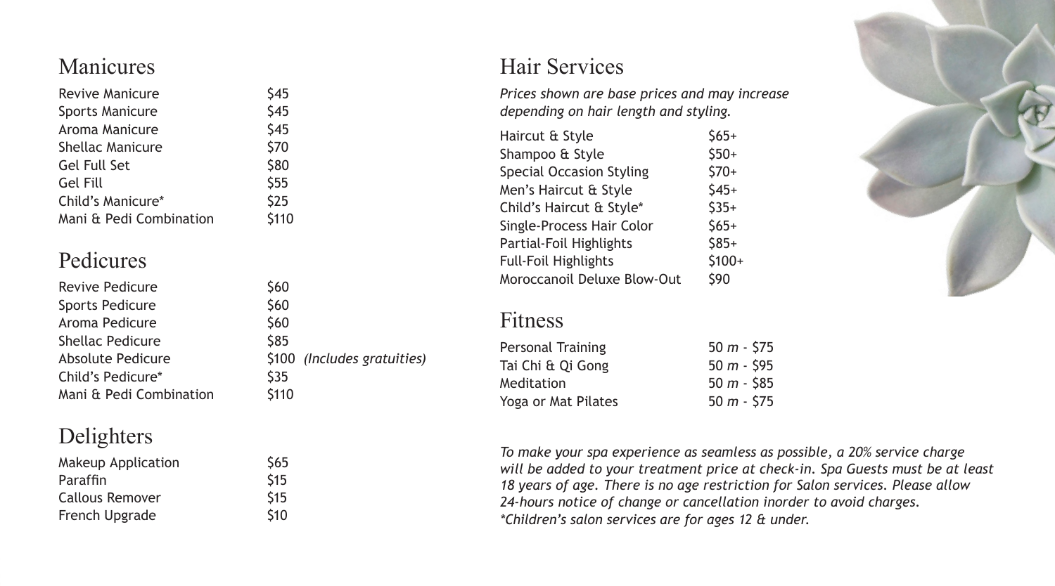## Manicures

| | |
|---|---|
| Revive Manicure | $45 |
| Sports Manicure | $45 |
| Aroma Manicure | $45 |
| Shellac Manicure | $70 |
| Gel Full Set | $80 |
| Gel Fill | $55 |
| Child's Manicure* | $25 |
| Mani & Pedi Combination | $110 |

## Pedicures

| | |
|---|---|
| Revive Pedicure | $60 |
| Sports Pedicure | $60 |
| Aroma Pedicure | $60 |
| Shellac Pedicure | $85 |
| Absolute Pedicure | $100 *(Includes gratuities)* |
| Child's Pedicure* | $35 |
| Mani & Pedi Combination | $110 |

## Delighters

| | |
|---|---|
| Makeup Application | $65 |
| Paraffin | $15 |
| Callous Remover | $15 |
| French Upgrade | $10 |

## Hair Services

*Prices shown are base prices and may increase depending on hair length and styling.*

| | |
|---|---|
| Haircut & Style | $65+ |
| Shampoo & Style | $50+ |
| Special Occasion Styling | $70+ |
| Men's Haircut & Style | $45+ |
| Child's Haircut & Style* | $35+ |
| Single-Process Hair Color | $65+ |
| Partial-Foil Highlights | $85+ |
| Full-Foil Highlights | $100+ |
| Moroccanoil Deluxe Blow-Out | $90 |

## Fitness

| | |
|---|---|
| Personal Training | 50 *m* - $75 |
| Tai Chi & Qi Gong | 50 *m* - $95 |
| Meditation | 50 *m* - $85 |
| Yoga or Mat Pilates | 50 *m* - $75 |

*To make your spa experience as seamless as possible, a 20% service charge will be added to your treatment price at check-in. Spa Guests must be at least 18 years of age. There is no age restriction for Salon services. Please allow 24-hours notice of change or cancellation inorder to avoid charges.*
*\*Children's salon services are for ages 12 & under.*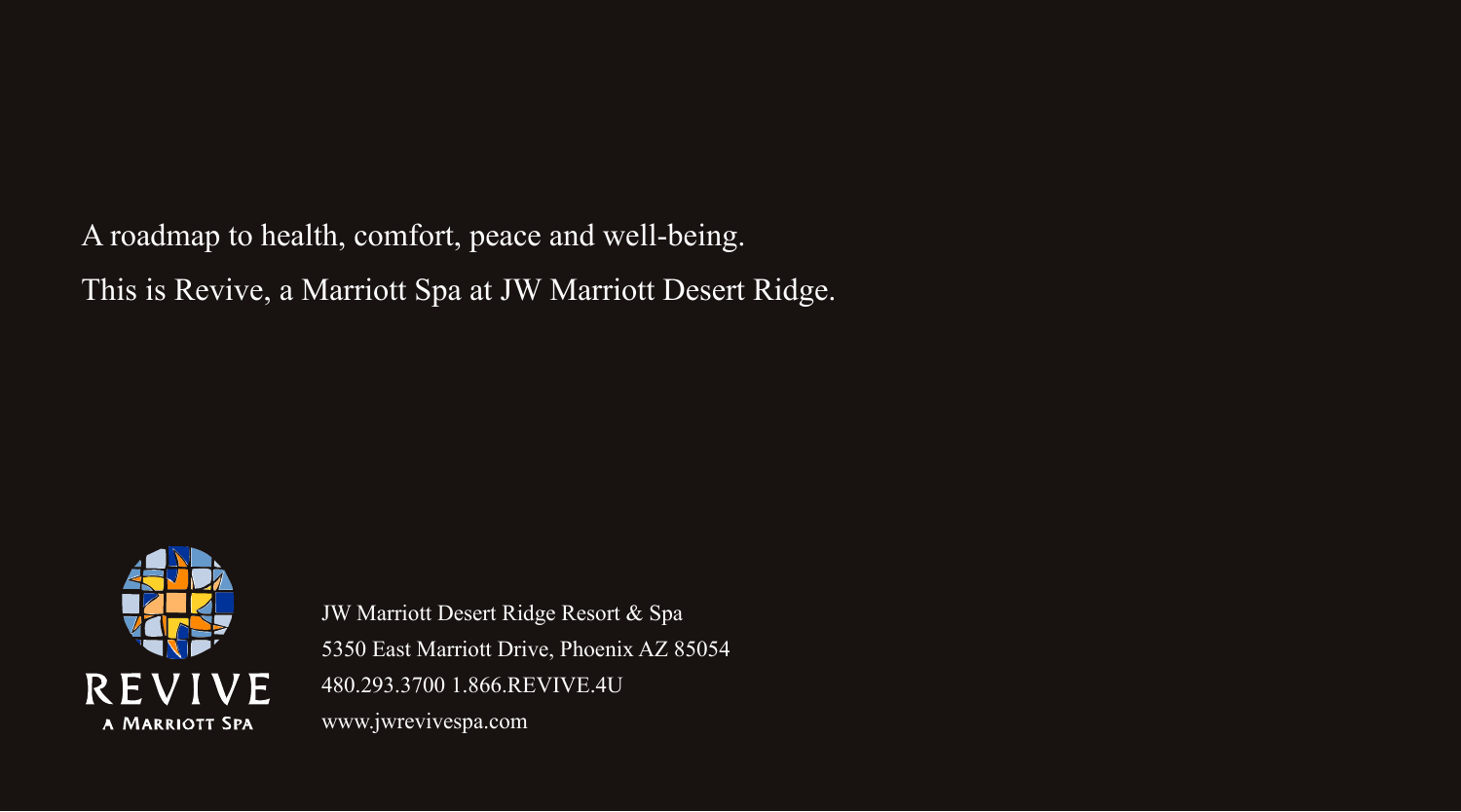A roadmap to health, comfort, peace and well-being.

This is Revive, a Marriott Spa at JW Marriott Desert Ridge.

REVIVE

A MARRIOTT SPA

JW Marriott Desert Ridge Resort & Spa

5350 East Marriott Drive, Phoenix AZ 85054

480.293.3700 1.866.REVIVE.4U

www.jwrevivespa.com